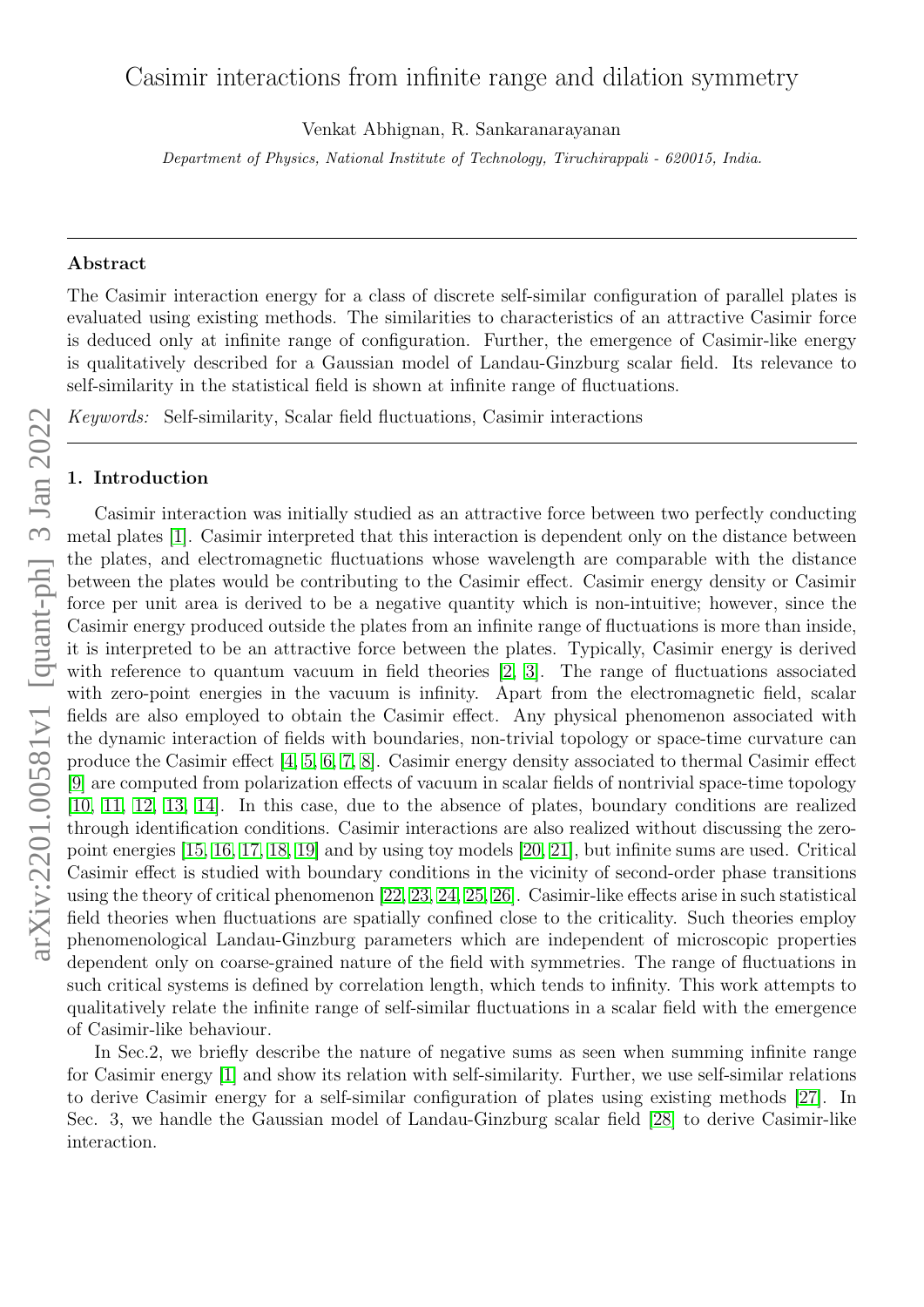# Casimir interactions from infinite range and dilation symmetry

Venkat Abhignan, R. Sankaranarayanan

*Department of Physics, National Institute of Technology, Tiruchirappalli - 620015, India.*

---

### Abstract

The Casimir interaction energy for a class of discrete self-similar configuration of parallel plates is evaluated using existing methods. The similarities to characteristics of an attractive Casimir force is deduced only at infinite range of configuration. Further, the emergence of Casimir-like energy is qualitatively described for a Gaussian model of Landau-Ginzburg scalar field. Its relevance to self-similarity in the statistical field is shown at infinite range of fluctuations.

*Keywords:* Self-similarity, Scalar field fluctuations, Casimir interactions

---

## 1. Introduction

Casimir interaction was initially studied as an attractive force between two perfectly conducting metal plates [1]. Casimir interpreted that this interaction is dependent only on the distance between the plates, and electromagnetic fluctuations whose wavelength are comparable with the distance between the plates would be contributing to the Casimir effect. Casimir energy density or Casimir force per unit area is derived to be a negative quantity which is non-intuitive; however, since the Casimir energy produced outside the plates from an infinite range of fluctuations is more than inside, it is interpreted to be an attractive force between the plates. Typically, Casimir energy is derived with reference to quantum vacuum in field theories [2, 3]. The range of fluctuations associated with zero-point energies in the vacuum is infinity. Apart from the electromagnetic field, scalar fields are also employed to obtain the Casimir effect. Any physical phenomenon associated with the dynamic interaction of fields with boundaries, non-trivial topology or space-time curvature can produce the Casimir effect [4, 5, 6, 7, 8]. Casimir energy density associated to thermal Casimir effect [9] are computed from polarization effects of vacuum in scalar fields of nontrivial space-time topology [10, 11, 12, 13, 14]. In this case, due to the absence of plates, boundary conditions are realized through identification conditions. Casimir interactions are also realized without discussing the zero-point energies [15, 16, 17, 18, 19] and by using toy models [20, 21], but infinite sums are used. Critical Casimir effect is studied with boundary conditions in the vicinity of second-order phase transitions using the theory of critical phenomenon [22, 23, 24, 25, 26]. Casimir-like effects arise in such statistical field theories when fluctuations are spatially confined close to the criticality. Such theories employ phenomenological Landau-Ginzburg parameters which are independent of microscopic properties dependent only on coarse-grained nature of the field with symmetries. The range of fluctuations in such critical systems is defined by correlation length, which tends to infinity. This work attempts to qualitatively relate the infinite range of self-similar fluctuations in a scalar field with the emergence of Casimir-like behaviour.

In Sec.2, we briefly describe the nature of negative sums as seen when summing infinite range for Casimir energy [1] and show its relation with self-similarity. Further, we use self-similar relations to derive Casimir energy for a self-similar configuration of plates using existing methods [27]. In Sec. 3, we handle the Gaussian model of Landau-Ginzburg scalar field [28] to derive Casimir-like interaction.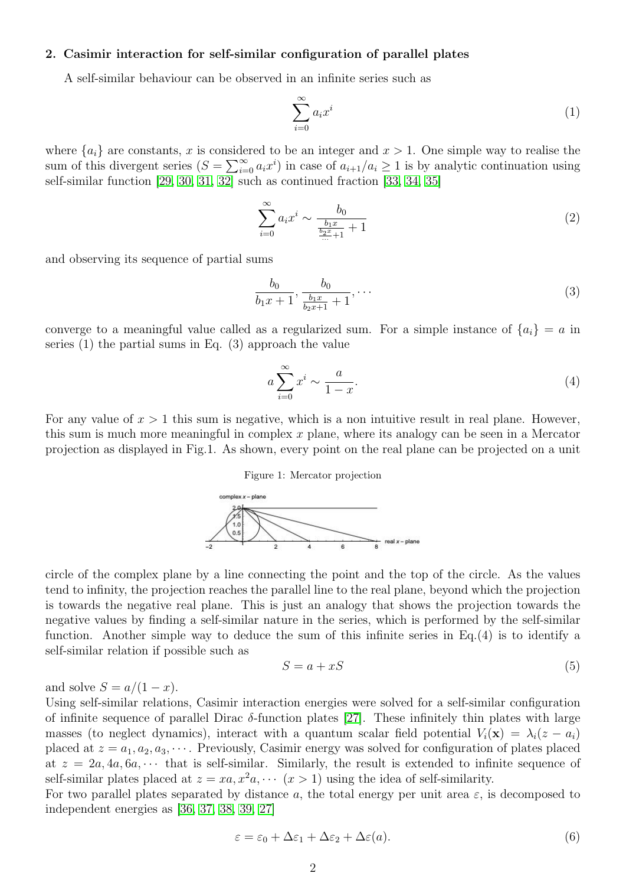## 2. Casimir interaction for self-similar configuration of parallel plates

A self-similar behaviour can be observed in an infinite series such as

$$\sum_{i=0}^{\infty} a_i x^i \tag{1}$$

where $\{a_i\}$ are constants, $x$ is considered to be an integer and $x > 1$. One simple way to realise the sum of this divergent series ($S = \sum_{i=0}^{\infty} a_i x^i$) in case of $a_{i+1}/a_i \geq 1$ is by analytic continuation using self-similar function [29, 30, 31, 32] such as continued fraction [33, 34, 35]

$$\sum_{i=0}^{\infty} a_i x^i \sim \frac{b_0}{\frac{b_1 x}{\frac{b_2 x}{\cdots}+1}+1} \tag{2}$$

and observing its sequence of partial sums

$$\frac{b_0}{b_1 x+1}, \frac{b_0}{\frac{b_1 x}{b_2 x+1}+1}, \cdots \tag{3}$$

converge to a meaningful value called as a regularized sum. For a simple instance of $\{a_i\} = a$ in series (1) the partial sums in Eq. (3) approach the value

$$a\sum_{i=0}^{\infty} x^i \sim \frac{a}{1-x}. \tag{4}$$

For any value of $x > 1$ this sum is negative, which is a non intuitive result in real plane. However, this sum is much more meaningful in complex $x$ plane, where its analogy can be seen in a Mercator projection as displayed in Fig.1. As shown, every point on the real plane can be projected on a unit

Figure 1: Mercator projection

circle of the complex plane by a line connecting the point and the top of the circle. As the values tend to infinity, the projection reaches the parallel line to the real plane, beyond which the projection is towards the negative real plane. This is just an analogy that shows the projection towards the negative values by finding a self-similar nature in the series, which is performed by the self-similar function. Another simple way to deduce the sum of this infinite series in Eq.(4) is to identify a self-similar relation if possible such as

$$S = a + xS \tag{5}$$

and solve $S = a/(1-x)$.

Using self-similar relations, Casimir interaction energies were solved for a self-similar configuration of infinite sequence of parallel Dirac $\delta$-function plates [27]. These infinitely thin plates with large masses (to neglect dynamics), interact with a quantum scalar field potential $V_i(\mathbf{x}) = \lambda_i(z - a_i)$ placed at $z = a_1, a_2, a_3, \cdots$. Previously, Casimir energy was solved for configuration of plates placed at $z = 2a, 4a, 6a, \cdots$ that is self-similar. Similarly, the result is extended to infinite sequence of self-similar plates placed at $z = xa, x^2a, \cdots$ $(x > 1)$ using the idea of self-similarity.

For two parallel plates separated by distance $a$, the total energy per unit area $\varepsilon$, is decomposed to independent energies as [36, 37, 38, 39, 27]

$$\varepsilon = \varepsilon_0 + \Delta\varepsilon_1 + \Delta\varepsilon_2 + \Delta\varepsilon(a). \tag{6}$$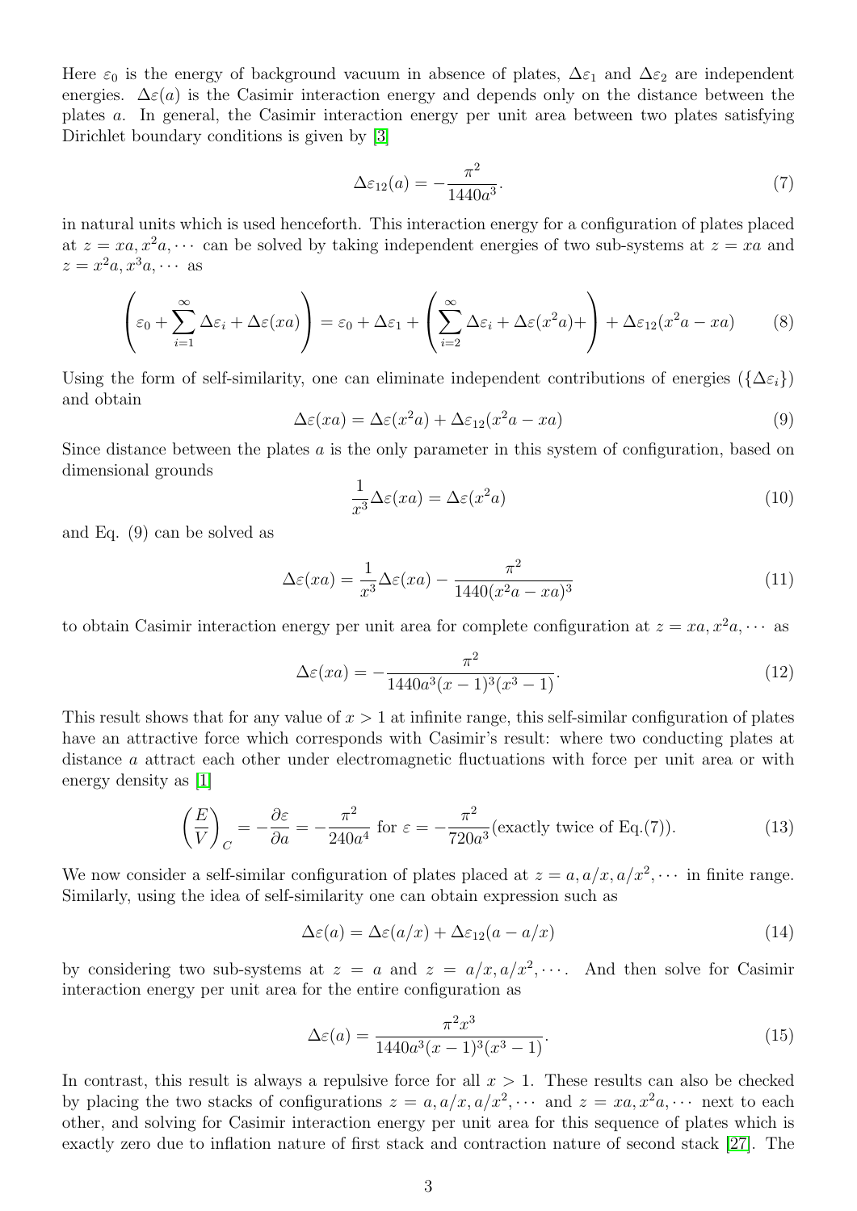Here $\varepsilon_0$ is the energy of background vacuum in absence of plates, $\Delta\varepsilon_1$ and $\Delta\varepsilon_2$ are independent energies. $\Delta\varepsilon(a)$ is the Casimir interaction energy and depends only on the distance between the plates $a$. In general, the Casimir interaction energy per unit area between two plates satisfying Dirichlet boundary conditions is given by [3]

$$\Delta\varepsilon_{12}(a) = -\frac{\pi^2}{1440a^3}. \tag{7}$$

in natural units which is used henceforth. This interaction energy for a configuration of plates placed at $z = xa, x^2a, \cdots$ can be solved by taking independent energies of two sub-systems at $z = xa$ and $z = x^2a, x^3a, \cdots$ as

$$\left(\varepsilon_0 + \sum_{i=1}^{\infty}\Delta\varepsilon_i + \Delta\varepsilon(xa)\right) = \varepsilon_0 + \Delta\varepsilon_1 + \left(\sum_{i=2}^{\infty}\Delta\varepsilon_i + \Delta\varepsilon(x^2a)+\right) + \Delta\varepsilon_{12}(x^2a - xa) \tag{8}$$

Using the form of self-similarity, one can eliminate independent contributions of energies ($\{\Delta\varepsilon_i\}$) and obtain

$$\Delta\varepsilon(xa) = \Delta\varepsilon(x^2a) + \Delta\varepsilon_{12}(x^2a - xa) \tag{9}$$

Since distance between the plates $a$ is the only parameter in this system of configuration, based on dimensional grounds

$$\frac{1}{x^3}\Delta\varepsilon(xa) = \Delta\varepsilon(x^2a) \tag{10}$$

and Eq. (9) can be solved as

$$\Delta\varepsilon(xa) = \frac{1}{x^3}\Delta\varepsilon(xa) - \frac{\pi^2}{1440(x^2a - xa)^3} \tag{11}$$

to obtain Casimir interaction energy per unit area for complete configuration at $z = xa, x^2a, \cdots$ as

$$\Delta\varepsilon(xa) = -\frac{\pi^2}{1440a^3(x-1)^3(x^3-1)}. \tag{12}$$

This result shows that for any value of $x > 1$ at infinite range, this self-similar configuration of plates have an attractive force which corresponds with Casimir's result: where two conducting plates at distance $a$ attract each other under electromagnetic fluctuations with force per unit area or with energy density as [1]

$$\left(\frac{E}{V}\right)_C = -\frac{\partial\varepsilon}{\partial a} = -\frac{\pi^2}{240a^4} \text{ for } \varepsilon = -\frac{\pi^2}{720a^3}(\text{exactly twice of Eq.(7)}). \tag{13}$$

We now consider a self-similar configuration of plates placed at $z = a, a/x, a/x^2, \cdots$ in finite range. Similarly, using the idea of self-similarity one can obtain expression such as

$$\Delta\varepsilon(a) = \Delta\varepsilon(a/x) + \Delta\varepsilon_{12}(a - a/x) \tag{14}$$

by considering two sub-systems at $z = a$ and $z = a/x, a/x^2, \cdots$. And then solve for Casimir interaction energy per unit area for the entire configuration as

$$\Delta\varepsilon(a) = \frac{\pi^2x^3}{1440a^3(x-1)^3(x^3-1)}. \tag{15}$$

In contrast, this result is always a repulsive force for all $x > 1$. These results can also be checked by placing the two stacks of configurations $z = a, a/x, a/x^2, \cdots$ and $z = xa, x^2a, \cdots$ next to each other, and solving for Casimir interaction energy per unit area for this sequence of plates which is exactly zero due to inflation nature of first stack and contraction nature of second stack [27]. The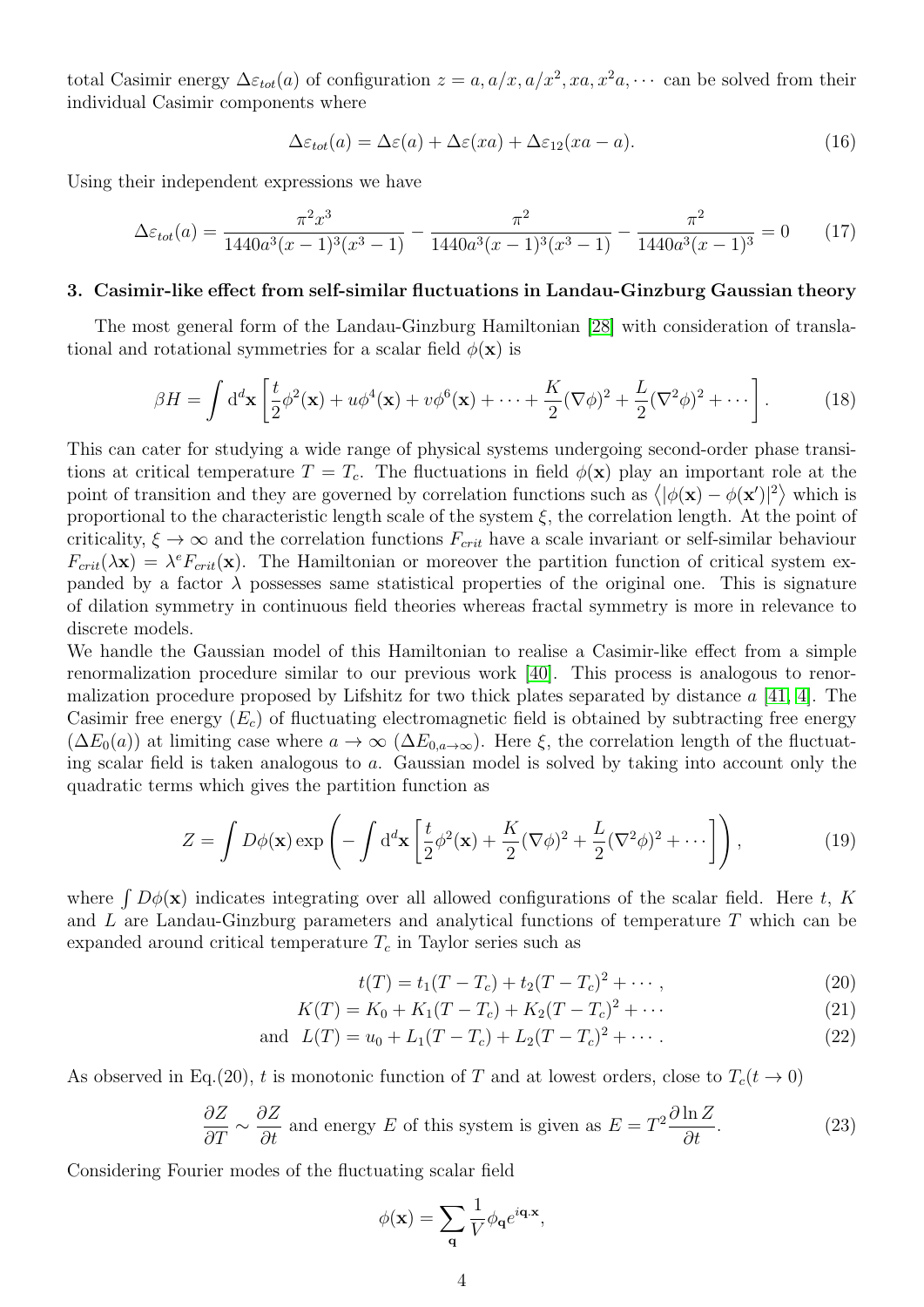total Casimir energy $\Delta\varepsilon_{tot}(a)$ of configuration $z = a, a/x, a/x^2, xa, x^2a, \cdots$ can be solved from their individual Casimir components where

$$\Delta\varepsilon_{tot}(a) = \Delta\varepsilon(a) + \Delta\varepsilon(xa) + \Delta\varepsilon_{12}(xa - a). \tag{16}$$

Using their independent expressions we have

$$\Delta\varepsilon_{tot}(a) = \frac{\pi^2 x^3}{1440a^3(x-1)^3(x^3-1)} - \frac{\pi^2}{1440a^3(x-1)^3(x^3-1)} - \frac{\pi^2}{1440a^3(x-1)^3} = 0 \tag{17}$$

### 3. Casimir-like effect from self-similar fluctuations in Landau-Ginzburg Gaussian theory

The most general form of the Landau-Ginzburg Hamiltonian [28] with consideration of translational and rotational symmetries for a scalar field $\phi(\mathbf{x})$ is

$$\beta H = \int \mathrm{d}^d\mathbf{x} \left[ \frac{t}{2}\phi^2(\mathbf{x}) + u\phi^4(\mathbf{x}) + v\phi^6(\mathbf{x}) + \cdots + \frac{K}{2}(\nabla\phi)^2 + \frac{L}{2}(\nabla^2\phi)^2 + \cdots \right]. \tag{18}$$

This can cater for studying a wide range of physical systems undergoing second-order phase transitions at critical temperature $T = T_c$. The fluctuations in field $\phi(\mathbf{x})$ play an important role at the point of transition and they are governed by correlation functions such as $\langle |\phi(\mathbf{x}) - \phi(\mathbf{x}')|^2 \rangle$ which is proportional to the characteristic length scale of the system $\xi$, the correlation length. At the point of criticality, $\xi \to \infty$ and the correlation functions $F_{crit}$ have a scale invariant or self-similar behaviour $F_{crit}(\lambda\mathbf{x}) = \lambda^e F_{crit}(\mathbf{x})$. The Hamiltonian or moreover the partition function of critical system expanded by a factor $\lambda$ possesses same statistical properties of the original one. This is signature of dilation symmetry in continuous field theories whereas fractal symmetry is more in relevance to discrete models.

We handle the Gaussian model of this Hamiltonian to realise a Casimir-like effect from a simple renormalization procedure similar to our previous work [40]. This process is analogous to renormalization procedure proposed by Lifshitz for two thick plates separated by distance $a$ [41, 4]. The Casimir free energy ($E_c$) of fluctuating electromagnetic field is obtained by subtracting free energy ($\Delta E_0(a)$) at limiting case where $a \to \infty$ ($\Delta E_{0,a\to\infty}$). Here $\xi$, the correlation length of the fluctuating scalar field is taken analogous to $a$. Gaussian model is solved by taking into account only the quadratic terms which gives the partition function as

$$Z = \int D\phi(\mathbf{x}) \exp\left( -\int \mathrm{d}^d\mathbf{x} \left[ \frac{t}{2}\phi^2(\mathbf{x}) + \frac{K}{2}(\nabla\phi)^2 + \frac{L}{2}(\nabla^2\phi)^2 + \cdots \right] \right), \tag{19}$$

where $\int D\phi(\mathbf{x})$ indicates integrating over all allowed configurations of the scalar field. Here $t$, $K$ and $L$ are Landau-Ginzburg parameters and analytical functions of temperature $T$ which can be expanded around critical temperature $T_c$ in Taylor series such as

$$t(T) = t_1(T - T_c) + t_2(T - T_c)^2 + \cdots, \tag{20}$$

$$K(T) = K_0 + K_1(T - T_c) + K_2(T - T_c)^2 + \cdots \tag{21}$$

$$\text{and} \quad L(T) = u_0 + L_1(T - T_c) + L_2(T - T_c)^2 + \cdots. \tag{22}$$

As observed in Eq.(20), $t$ is monotonic function of $T$ and at lowest orders, close to $T_c (t \to 0)$

$$\frac{\partial Z}{\partial T} \sim \frac{\partial Z}{\partial t} \text{ and energy } E \text{ of this system is given as } E = T^2 \frac{\partial \ln Z}{\partial t}. \tag{23}$$

Considering Fourier modes of the fluctuating scalar field

$$\phi(\mathbf{x}) = \sum_{\mathbf{q}} \frac{1}{V} \phi_{\mathbf{q}} e^{i\mathbf{q}.\mathbf{x}},$$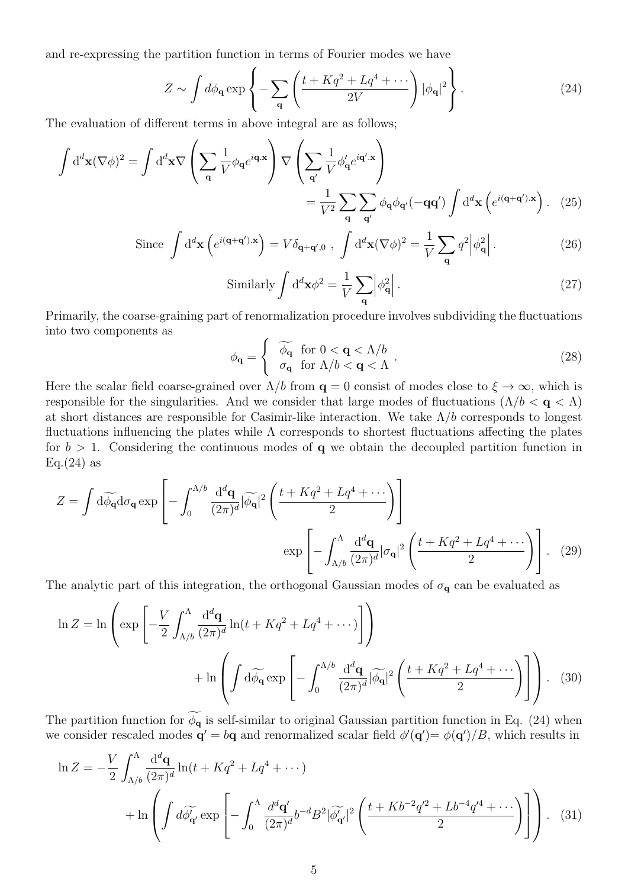and re-expressing the partition function in terms of Fourier modes we have

$$Z \sim \int d\phi_{\mathbf{q}} \exp\left\{ -\sum_{\mathbf{q}} \left( \frac{t + Kq^2 + Lq^4 + \cdots}{2V} \right) |\phi_{\mathbf{q}}|^2 \right\}. \tag{24}$$

The evaluation of different terms in above integral are as follows;

$$\int \mathrm{d}^d\mathbf{x}(\nabla\phi)^2 = \int \mathrm{d}^d\mathbf{x} \nabla \left( \sum_{\mathbf{q}} \frac{1}{V} \phi_{\mathbf{q}} e^{i\mathbf{q}.\mathbf{x}} \right) \nabla \left( \sum_{\mathbf{q}'} \frac{1}{V} \phi'_{\mathbf{q}} e^{i\mathbf{q}'.\mathbf{x}} \right)$$
$$= \frac{1}{V^2} \sum_{\mathbf{q}} \sum_{\mathbf{q}'} \phi_{\mathbf{q}} \phi_{\mathbf{q}'} (-\mathbf{q}\mathbf{q}') \int \mathrm{d}^d\mathbf{x} \left( e^{i(\mathbf{q}+\mathbf{q}').\mathbf{x}} \right). \tag{25}$$

$$\text{Since } \int \mathrm{d}^d\mathbf{x} \left( e^{i(\mathbf{q}+\mathbf{q}').\mathbf{x}} \right) = V\delta_{\mathbf{q}+\mathbf{q}',0} \ , \ \int \mathrm{d}^d\mathbf{x}(\nabla\phi)^2 = \frac{1}{V}\sum_{\mathbf{q}} q^2 \left| \phi_{\mathbf{q}}^2 \right|. \tag{26}$$

$$\text{Similarly} \int \mathrm{d}^d\mathbf{x}\phi^2 = \frac{1}{V}\sum_{\mathbf{q}} \left| \phi_{\mathbf{q}}^2 \right|. \tag{27}$$

Primarily, the coarse-graining part of renormalization procedure involves subdividing the fluctuations into two components as

$$\phi_{\mathbf{q}} = \begin{cases} \widetilde{\phi_{\mathbf{q}}} & \text{for } 0 < \mathbf{q} < \Lambda/b \\ \sigma_{\mathbf{q}} & \text{for } \Lambda/b < \mathbf{q} < \Lambda \end{cases}. \tag{28}$$

Here the scalar field coarse-grained over $\Lambda/b$ from $\mathbf{q} = 0$ consist of modes close to $\xi \to \infty$, which is responsible for the singularities. And we consider that large modes of fluctuations ($\Lambda/b < \mathbf{q} < \Lambda$) at short distances are responsible for Casimir-like interaction. We take $\Lambda/b$ corresponds to longest fluctuations influencing the plates while $\Lambda$ corresponds to shortest fluctuations affecting the plates for $b > 1$. Considering the continuous modes of $\mathbf{q}$ we obtain the decoupled partition function in Eq.(24) as

$$Z = \int \mathrm{d}\widetilde{\phi_{\mathbf{q}}} \mathrm{d}\sigma_{\mathbf{q}} \exp\left[ -\int_0^{\Lambda/b} \frac{\mathrm{d}^d\mathbf{q}}{(2\pi)^d} |\widetilde{\phi_{\mathbf{q}}}|^2 \left( \frac{t + Kq^2 + Lq^4 + \cdots}{2} \right) \right]$$
$$\exp\left[ -\int_{\Lambda/b}^{\Lambda} \frac{\mathrm{d}^d\mathbf{q}}{(2\pi)^d} |\sigma_{\mathbf{q}}|^2 \left( \frac{t + Kq^2 + Lq^4 + \cdots}{2} \right) \right]. \tag{29}$$

The analytic part of this integration, the orthogonal Gaussian modes of $\sigma_{\mathbf{q}}$ can be evaluated as

$$\ln Z = \ln\left( \exp\left[ -\frac{V}{2} \int_{\Lambda/b}^{\Lambda} \frac{\mathrm{d}^d\mathbf{q}}{(2\pi)^d} \ln(t + Kq^2 + Lq^4 + \cdots) \right] \right)$$
$$+ \ln\left( \int \mathrm{d}\widetilde{\phi_{\mathbf{q}}} \exp\left[ -\int_0^{\Lambda/b} \frac{\mathrm{d}^d\mathbf{q}}{(2\pi)^d} |\widetilde{\phi_{\mathbf{q}}}|^2 \left( \frac{t + Kq^2 + Lq^4 + \cdots}{2} \right) \right] \right). \tag{30}$$

The partition function for $\widetilde{\phi_{\mathbf{q}}}$ is self-similar to original Gaussian partition function in Eq. (24) when we consider rescaled modes $\mathbf{q}' = b\mathbf{q}$ and renormalized scalar field $\phi'(\mathbf{q}')= \phi(\mathbf{q}')/B$, which results in

$$\ln Z = -\frac{V}{2} \int_{\Lambda/b}^{\Lambda} \frac{\mathrm{d}^d\mathbf{q}}{(2\pi)^d} \ln(t + Kq^2 + Lq^4 + \cdots)$$
$$+ \ln\left( \int d\widetilde{\phi'_{\mathbf{q}'}} \exp\left[ -\int_0^{\Lambda} \frac{d^d\mathbf{q}'}{(2\pi)^d} b^{-d} B^2 |\widetilde{\phi'_{\mathbf{q}'}}|^2 \left( \frac{t + Kb^{-2}q'^2 + Lb^{-4}q'^4 + \cdots}{2} \right) \right] \right). \tag{31}$$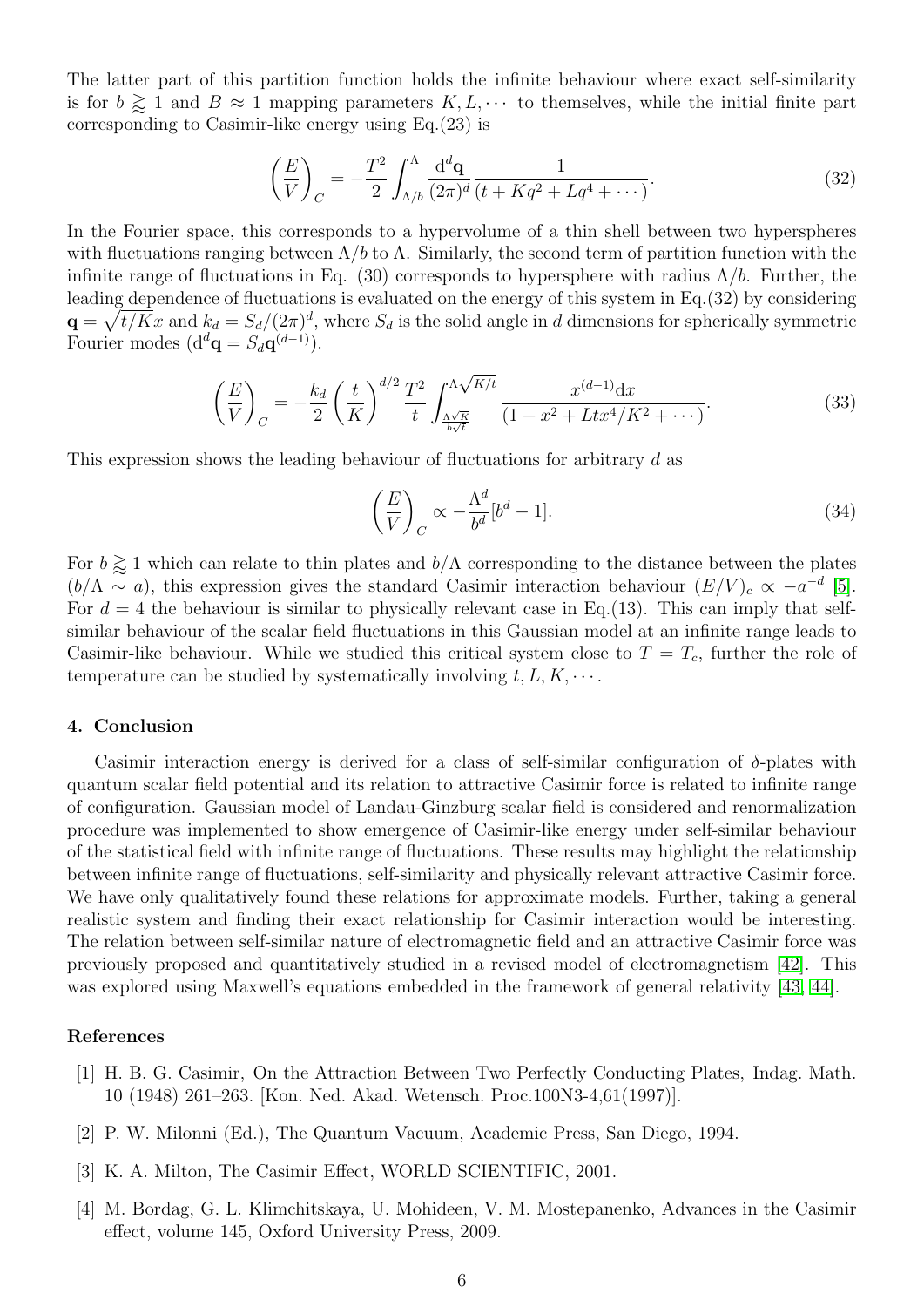The latter part of this partition function holds the infinite behaviour where exact self-similarity is for $b \gtrapprox 1$ and $B \approx 1$ mapping parameters $K, L, \cdots$ to themselves, while the initial finite part corresponding to Casimir-like energy using Eq.(23) is

$$\left(\frac{E}{V}\right)_C = -\frac{T^2}{2}\int_{\Lambda/b}^{\Lambda} \frac{\mathrm{d}^d\mathbf{q}}{(2\pi)^d} \frac{1}{(t + Kq^2 + Lq^4 + \cdots)}. \tag{32}$$

In the Fourier space, this corresponds to a hypervolume of a thin shell between two hyperspheres with fluctuations ranging between $\Lambda/b$ to $\Lambda$. Similarly, the second term of partition function with the infinite range of fluctuations in Eq. (30) corresponds to hypersphere with radius $\Lambda/b$. Further, the leading dependence of fluctuations is evaluated on the energy of this system in Eq.(32) by considering $\mathbf{q} = \sqrt{t/K}x$ and $k_d = S_d/(2\pi)^d$, where $S_d$ is the solid angle in $d$ dimensions for spherically symmetric Fourier modes ($\mathrm{d}^d\mathbf{q} = S_d\mathbf{q}^{(d-1)}$).

$$\left(\frac{E}{V}\right)_C = -\frac{k_d}{2}\left(\frac{t}{K}\right)^{d/2}\frac{T^2}{t}\int_{\frac{\Lambda\sqrt{K}}{b\sqrt{t}}}^{\Lambda\sqrt{K/t}} \frac{x^{(d-1)}\mathrm{d}x}{(1 + x^2 + Ltx^4/K^2 + \cdots)}. \tag{33}$$

This expression shows the leading behaviour of fluctuations for arbitrary $d$ as

$$\left(\frac{E}{V}\right)_C \propto -\frac{\Lambda^d}{b^d}[b^d - 1]. \tag{34}$$

For $b \gtrapprox 1$ which can relate to thin plates and $b/\Lambda$ corresponding to the distance between the plates ($b/\Lambda \sim a$), this expression gives the standard Casimir interaction behaviour $(E/V)_c \propto -a^{-d}$ [5]. For $d = 4$ the behaviour is similar to physically relevant case in Eq.(13). This can imply that self-similar behaviour of the scalar field fluctuations in this Gaussian model at an infinite range leads to Casimir-like behaviour. While we studied this critical system close to $T = T_c$, further the role of temperature can be studied by systematically involving $t, L, K, \cdots$.

## 4. Conclusion

Casimir interaction energy is derived for a class of self-similar configuration of $\delta$-plates with quantum scalar field potential and its relation to attractive Casimir force is related to infinite range of configuration. Gaussian model of Landau-Ginzburg scalar field is considered and renormalization procedure was implemented to show emergence of Casimir-like energy under self-similar behaviour of the statistical field with infinite range of fluctuations. These results may highlight the relationship between infinite range of fluctuations, self-similarity and physically relevant attractive Casimir force. We have only qualitatively found these relations for approximate models. Further, taking a general realistic system and finding their exact relationship for Casimir interaction would be interesting. The relation between self-similar nature of electromagnetic field and an attractive Casimir force was previously proposed and quantitatively studied in a revised model of electromagnetism [42]. This was explored using Maxwell's equations embedded in the framework of general relativity [43, 44].

## References

[1] H. B. G. Casimir, On the Attraction Between Two Perfectly Conducting Plates, Indag. Math. 10 (1948) 261–263. [Kon. Ned. Akad. Wetensch. Proc.100N3-4,61(1997)].

[2] P. W. Milonni (Ed.), The Quantum Vacuum, Academic Press, San Diego, 1994.

[3] K. A. Milton, The Casimir Effect, WORLD SCIENTIFIC, 2001.

[4] M. Bordag, G. L. Klimchitskaya, U. Mohideen, V. M. Mostepanenko, Advances in the Casimir effect, volume 145, Oxford University Press, 2009.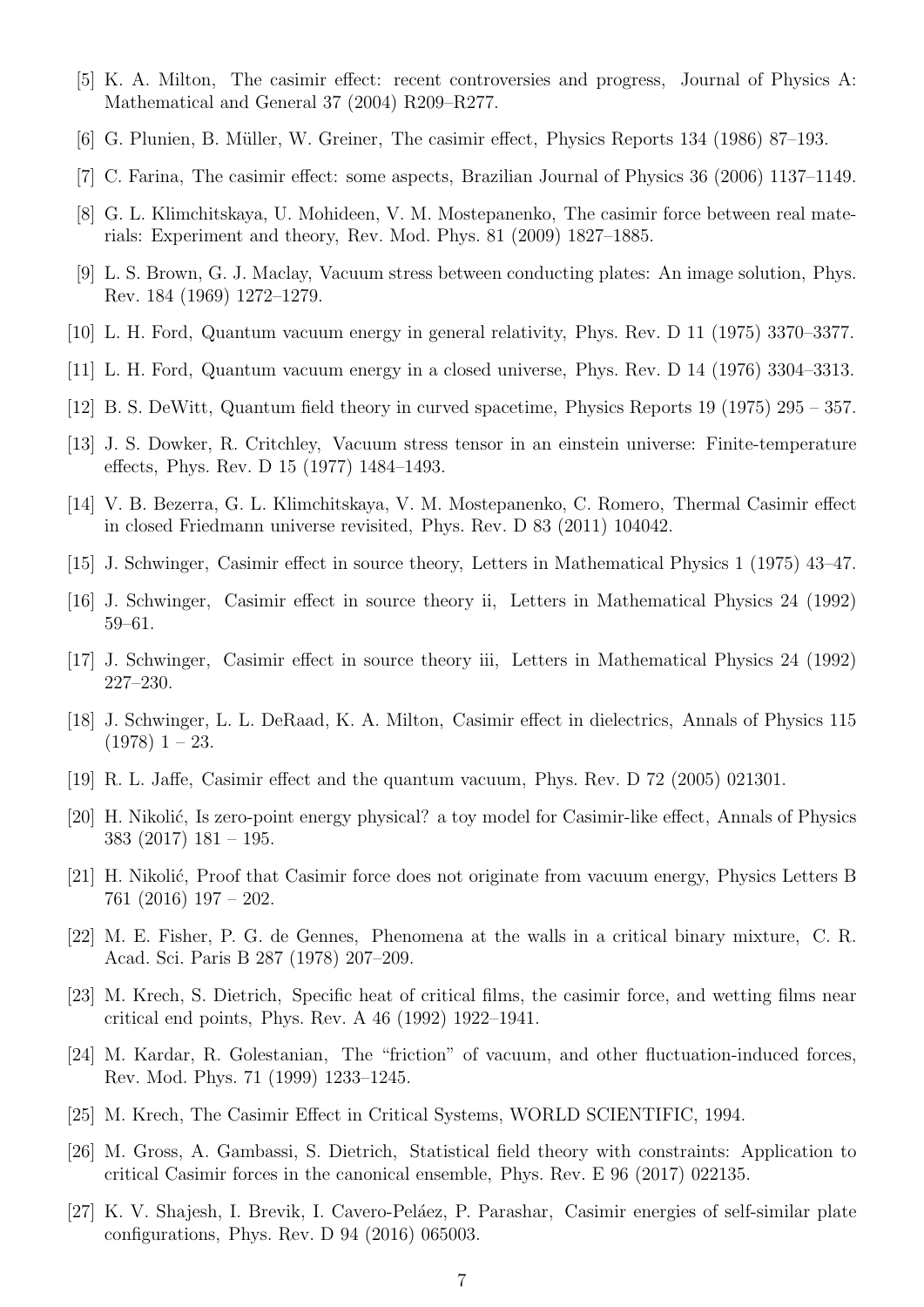[5] K. A. Milton, The casimir effect: recent controversies and progress, Journal of Physics A: Mathematical and General 37 (2004) R209–R277.

[6] G. Plunien, B. Müller, W. Greiner, The casimir effect, Physics Reports 134 (1986) 87–193.

[7] C. Farina, The casimir effect: some aspects, Brazilian Journal of Physics 36 (2006) 1137–1149.

[8] G. L. Klimchitskaya, U. Mohideen, V. M. Mostepanenko, The casimir force between real materials: Experiment and theory, Rev. Mod. Phys. 81 (2009) 1827–1885.

[9] L. S. Brown, G. J. Maclay, Vacuum stress between conducting plates: An image solution, Phys. Rev. 184 (1969) 1272–1279.

[10] L. H. Ford, Quantum vacuum energy in general relativity, Phys. Rev. D 11 (1975) 3370–3377.

[11] L. H. Ford, Quantum vacuum energy in a closed universe, Phys. Rev. D 14 (1976) 3304–3313.

[12] B. S. DeWitt, Quantum field theory in curved spacetime, Physics Reports 19 (1975) 295 – 357.

[13] J. S. Dowker, R. Critchley, Vacuum stress tensor in an einstein universe: Finite-temperature effects, Phys. Rev. D 15 (1977) 1484–1493.

[14] V. B. Bezerra, G. L. Klimchitskaya, V. M. Mostepanenko, C. Romero, Thermal Casimir effect in closed Friedmann universe revisited, Phys. Rev. D 83 (2011) 104042.

[15] J. Schwinger, Casimir effect in source theory, Letters in Mathematical Physics 1 (1975) 43–47.

[16] J. Schwinger, Casimir effect in source theory ii, Letters in Mathematical Physics 24 (1992) 59–61.

[17] J. Schwinger, Casimir effect in source theory iii, Letters in Mathematical Physics 24 (1992) 227–230.

[18] J. Schwinger, L. L. DeRaad, K. A. Milton, Casimir effect in dielectrics, Annals of Physics 115 (1978) 1 – 23.

[19] R. L. Jaffe, Casimir effect and the quantum vacuum, Phys. Rev. D 72 (2005) 021301.

[20] H. Nikolić, Is zero-point energy physical? a toy model for Casimir-like effect, Annals of Physics 383 (2017) 181 – 195.

[21] H. Nikolić, Proof that Casimir force does not originate from vacuum energy, Physics Letters B 761 (2016) 197 – 202.

[22] M. E. Fisher, P. G. de Gennes, Phenomena at the walls in a critical binary mixture, C. R. Acad. Sci. Paris B 287 (1978) 207–209.

[23] M. Krech, S. Dietrich, Specific heat of critical films, the casimir force, and wetting films near critical end points, Phys. Rev. A 46 (1992) 1922–1941.

[24] M. Kardar, R. Golestanian, The "friction" of vacuum, and other fluctuation-induced forces, Rev. Mod. Phys. 71 (1999) 1233–1245.

[25] M. Krech, The Casimir Effect in Critical Systems, WORLD SCIENTIFIC, 1994.

[26] M. Gross, A. Gambassi, S. Dietrich, Statistical field theory with constraints: Application to critical Casimir forces in the canonical ensemble, Phys. Rev. E 96 (2017) 022135.

[27] K. V. Shajesh, I. Brevik, I. Cavero-Peláez, P. Parashar, Casimir energies of self-similar plate configurations, Phys. Rev. D 94 (2016) 065003.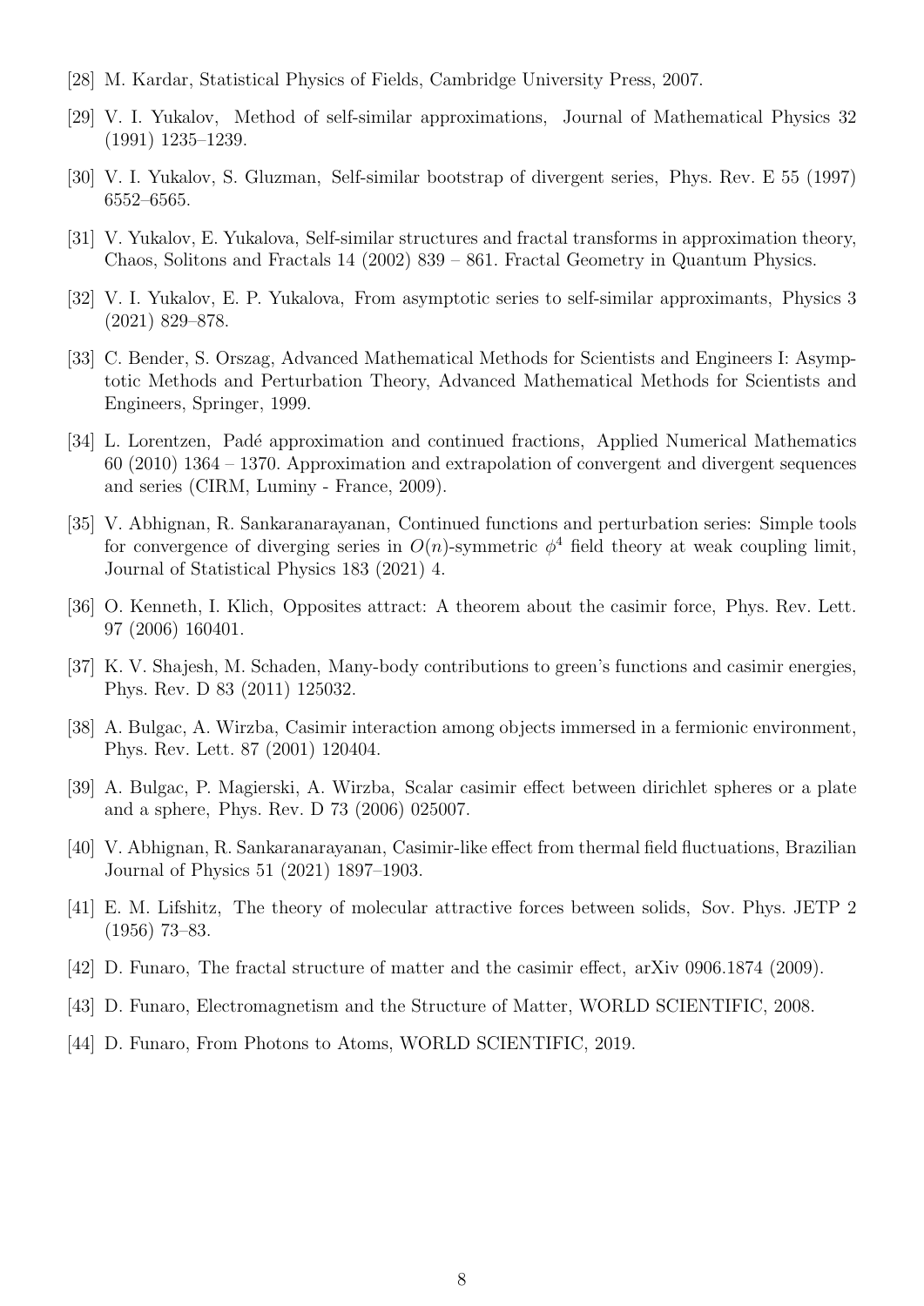[28] M. Kardar, Statistical Physics of Fields, Cambridge University Press, 2007.

[29] V. I. Yukalov, Method of self-similar approximations, Journal of Mathematical Physics 32 (1991) 1235–1239.

[30] V. I. Yukalov, S. Gluzman, Self-similar bootstrap of divergent series, Phys. Rev. E 55 (1997) 6552–6565.

[31] V. Yukalov, E. Yukalova, Self-similar structures and fractal transforms in approximation theory, Chaos, Solitons and Fractals 14 (2002) 839 – 861. Fractal Geometry in Quantum Physics.

[32] V. I. Yukalov, E. P. Yukalova, From asymptotic series to self-similar approximants, Physics 3 (2021) 829–878.

[33] C. Bender, S. Orszag, Advanced Mathematical Methods for Scientists and Engineers I: Asymptotic Methods and Perturbation Theory, Advanced Mathematical Methods for Scientists and Engineers, Springer, 1999.

[34] L. Lorentzen, Padé approximation and continued fractions, Applied Numerical Mathematics 60 (2010) 1364 – 1370. Approximation and extrapolation of convergent and divergent sequences and series (CIRM, Luminy - France, 2009).

[35] V. Abhignan, R. Sankaranarayanan, Continued functions and perturbation series: Simple tools for convergence of diverging series in $O(n)$-symmetric $\phi^4$ field theory at weak coupling limit, Journal of Statistical Physics 183 (2021) 4.

[36] O. Kenneth, I. Klich, Opposites attract: A theorem about the casimir force, Phys. Rev. Lett. 97 (2006) 160401.

[37] K. V. Shajesh, M. Schaden, Many-body contributions to green's functions and casimir energies, Phys. Rev. D 83 (2011) 125032.

[38] A. Bulgac, A. Wirzba, Casimir interaction among objects immersed in a fermionic environment, Phys. Rev. Lett. 87 (2001) 120404.

[39] A. Bulgac, P. Magierski, A. Wirzba, Scalar casimir effect between dirichlet spheres or a plate and a sphere, Phys. Rev. D 73 (2006) 025007.

[40] V. Abhignan, R. Sankaranarayanan, Casimir-like effect from thermal field fluctuations, Brazilian Journal of Physics 51 (2021) 1897–1903.

[41] E. M. Lifshitz, The theory of molecular attractive forces between solids, Sov. Phys. JETP 2 (1956) 73–83.

[42] D. Funaro, The fractal structure of matter and the casimir effect, arXiv 0906.1874 (2009).

[43] D. Funaro, Electromagnetism and the Structure of Matter, WORLD SCIENTIFIC, 2008.

[44] D. Funaro, From Photons to Atoms, WORLD SCIENTIFIC, 2019.